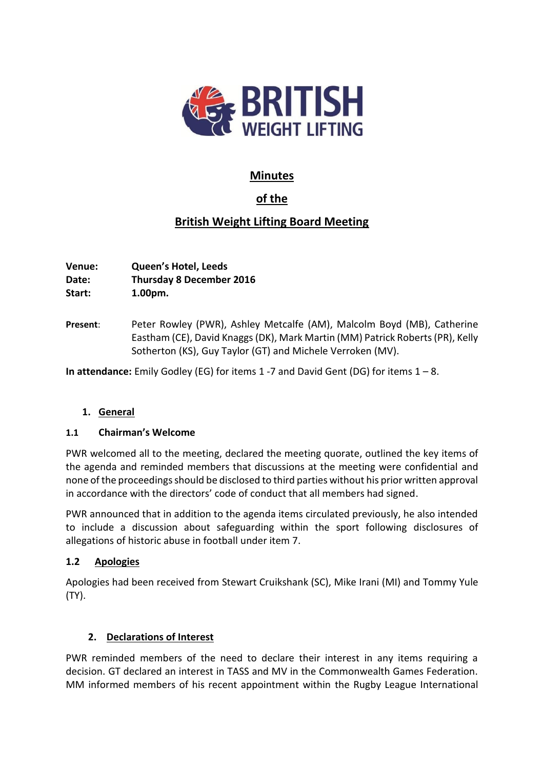# Minutes

## of the

## British Weight Lifting Board Meeting

**Venue:** **Queen's Hotel, Leeds**
**Date:** **Thursday 8 December 2016**
**Start:** **1.00pm.**

**Present:** Peter Rowley (PWR), Ashley Metcalfe (AM), Malcolm Boyd (MB), Catherine Eastham (CE), David Knaggs (DK), Mark Martin (MM) Patrick Roberts (PR), Kelly Sotherton (KS), Guy Taylor (GT) and Michele Verroken (MV).

**In attendance:** Emily Godley (EG) for items 1 -7 and David Gent (DG) for items 1 – 8.

### 1. General

#### 1.1 Chairman's Welcome

PWR welcomed all to the meeting, declared the meeting quorate, outlined the key items of the agenda and reminded members that discussions at the meeting were confidential and none of the proceedings should be disclosed to third parties without his prior written approval in accordance with the directors' code of conduct that all members had signed.

PWR announced that in addition to the agenda items circulated previously, he also intended to include a discussion about safeguarding within the sport following disclosures of allegations of historic abuse in football under item 7.

#### 1.2 Apologies

Apologies had been received from Stewart Cruikshank (SC), Mike Irani (MI) and Tommy Yule (TY).

### 2. Declarations of Interest

PWR reminded members of the need to declare their interest in any items requiring a decision. GT declared an interest in TASS and MV in the Commonwealth Games Federation. MM informed members of his recent appointment within the Rugby League International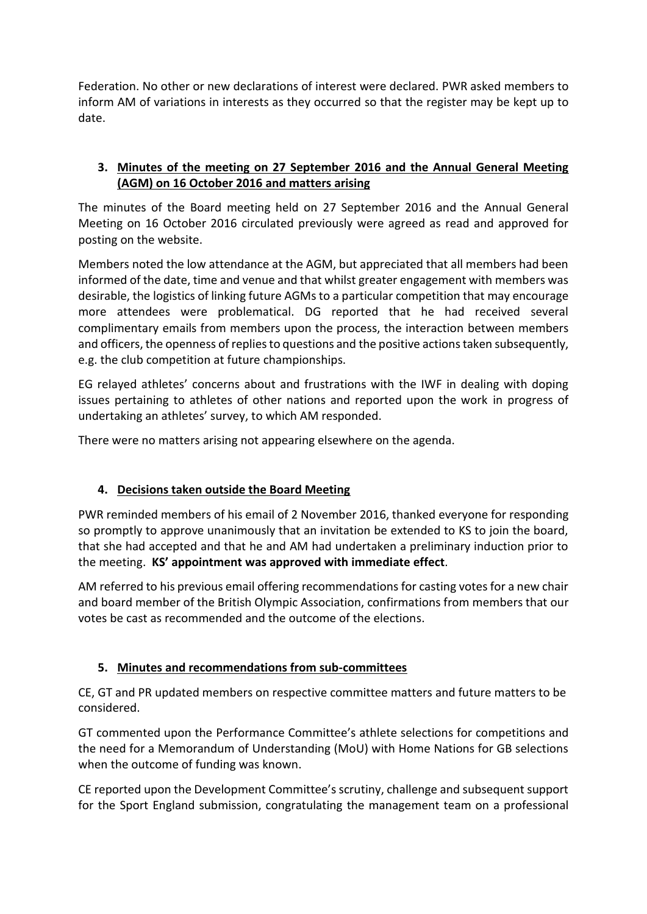Federation. No other or new declarations of interest were declared. PWR asked members to inform AM of variations in interests as they occurred so that the register may be kept up to date.

## 3. Minutes of the meeting on 27 September 2016 and the Annual General Meeting (AGM) on 16 October 2016 and matters arising

The minutes of the Board meeting held on 27 September 2016 and the Annual General Meeting on 16 October 2016 circulated previously were agreed as read and approved for posting on the website.

Members noted the low attendance at the AGM, but appreciated that all members had been informed of the date, time and venue and that whilst greater engagement with members was desirable, the logistics of linking future AGMs to a particular competition that may encourage more attendees were problematical. DG reported that he had received several complimentary emails from members upon the process, the interaction between members and officers, the openness of replies to questions and the positive actions taken subsequently, e.g. the club competition at future championships.

EG relayed athletes' concerns about and frustrations with the IWF in dealing with doping issues pertaining to athletes of other nations and reported upon the work in progress of undertaking an athletes' survey, to which AM responded.

There were no matters arising not appearing elsewhere on the agenda.

## 4. Decisions taken outside the Board Meeting

PWR reminded members of his email of 2 November 2016, thanked everyone for responding so promptly to approve unanimously that an invitation be extended to KS to join the board, that she had accepted and that he and AM had undertaken a preliminary induction prior to the meeting. **KS' appointment was approved with immediate effect**.

AM referred to his previous email offering recommendations for casting votes for a new chair and board member of the British Olympic Association, confirmations from members that our votes be cast as recommended and the outcome of the elections.

## 5. Minutes and recommendations from sub-committees

CE, GT and PR updated members on respective committee matters and future matters to be considered.

GT commented upon the Performance Committee's athlete selections for competitions and the need for a Memorandum of Understanding (MoU) with Home Nations for GB selections when the outcome of funding was known.

CE reported upon the Development Committee's scrutiny, challenge and subsequent support for the Sport England submission, congratulating the management team on a professional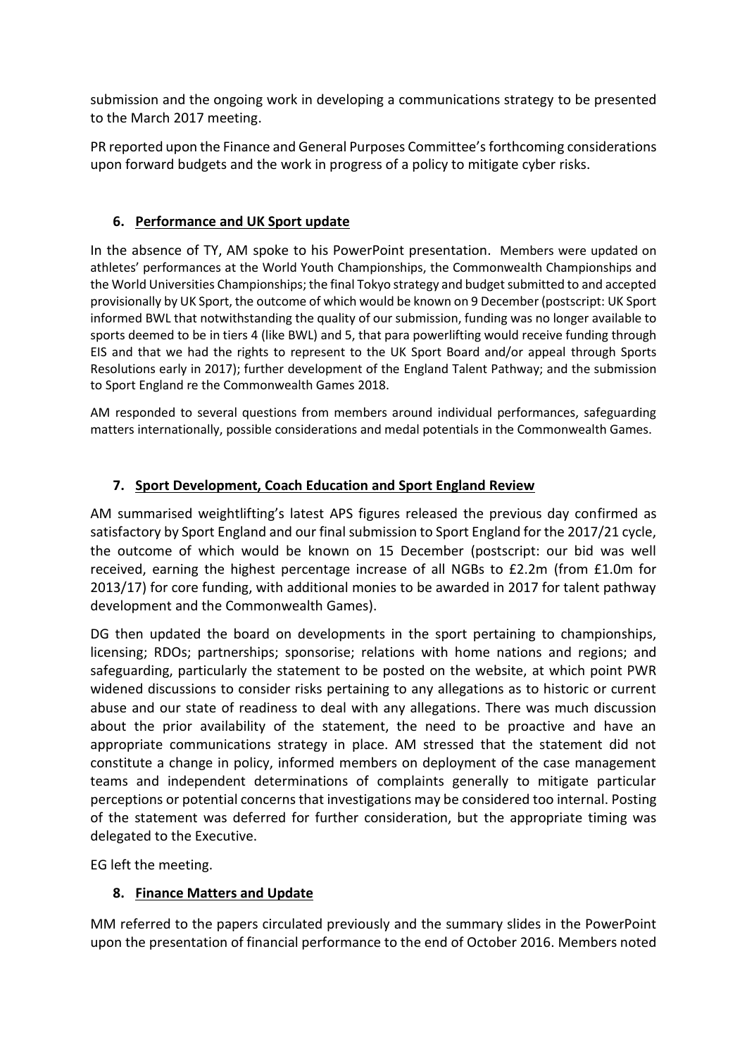submission and the ongoing work in developing a communications strategy to be presented to the March 2017 meeting.

PR reported upon the Finance and General Purposes Committee's forthcoming considerations upon forward budgets and the work in progress of a policy to mitigate cyber risks.

## 6. Performance and UK Sport update

In the absence of TY, AM spoke to his PowerPoint presentation. Members were updated on athletes' performances at the World Youth Championships, the Commonwealth Championships and the World Universities Championships; the final Tokyo strategy and budget submitted to and accepted provisionally by UK Sport, the outcome of which would be known on 9 December (postscript: UK Sport informed BWL that notwithstanding the quality of our submission, funding was no longer available to sports deemed to be in tiers 4 (like BWL) and 5, that para powerlifting would receive funding through EIS and that we had the rights to represent to the UK Sport Board and/or appeal through Sports Resolutions early in 2017); further development of the England Talent Pathway; and the submission to Sport England re the Commonwealth Games 2018.

AM responded to several questions from members around individual performances, safeguarding matters internationally, possible considerations and medal potentials in the Commonwealth Games.

## 7. Sport Development, Coach Education and Sport England Review

AM summarised weightlifting's latest APS figures released the previous day confirmed as satisfactory by Sport England and our final submission to Sport England for the 2017/21 cycle, the outcome of which would be known on 15 December (postscript: our bid was well received, earning the highest percentage increase of all NGBs to £2.2m (from £1.0m for 2013/17) for core funding, with additional monies to be awarded in 2017 for talent pathway development and the Commonwealth Games).

DG then updated the board on developments in the sport pertaining to championships, licensing; RDOs; partnerships; sponsorise; relations with home nations and regions; and safeguarding, particularly the statement to be posted on the website, at which point PWR widened discussions to consider risks pertaining to any allegations as to historic or current abuse and our state of readiness to deal with any allegations. There was much discussion about the prior availability of the statement, the need to be proactive and have an appropriate communications strategy in place. AM stressed that the statement did not constitute a change in policy, informed members on deployment of the case management teams and independent determinations of complaints generally to mitigate particular perceptions or potential concerns that investigations may be considered too internal. Posting of the statement was deferred for further consideration, but the appropriate timing was delegated to the Executive.

EG left the meeting.

## 8. Finance Matters and Update

MM referred to the papers circulated previously and the summary slides in the PowerPoint upon the presentation of financial performance to the end of October 2016. Members noted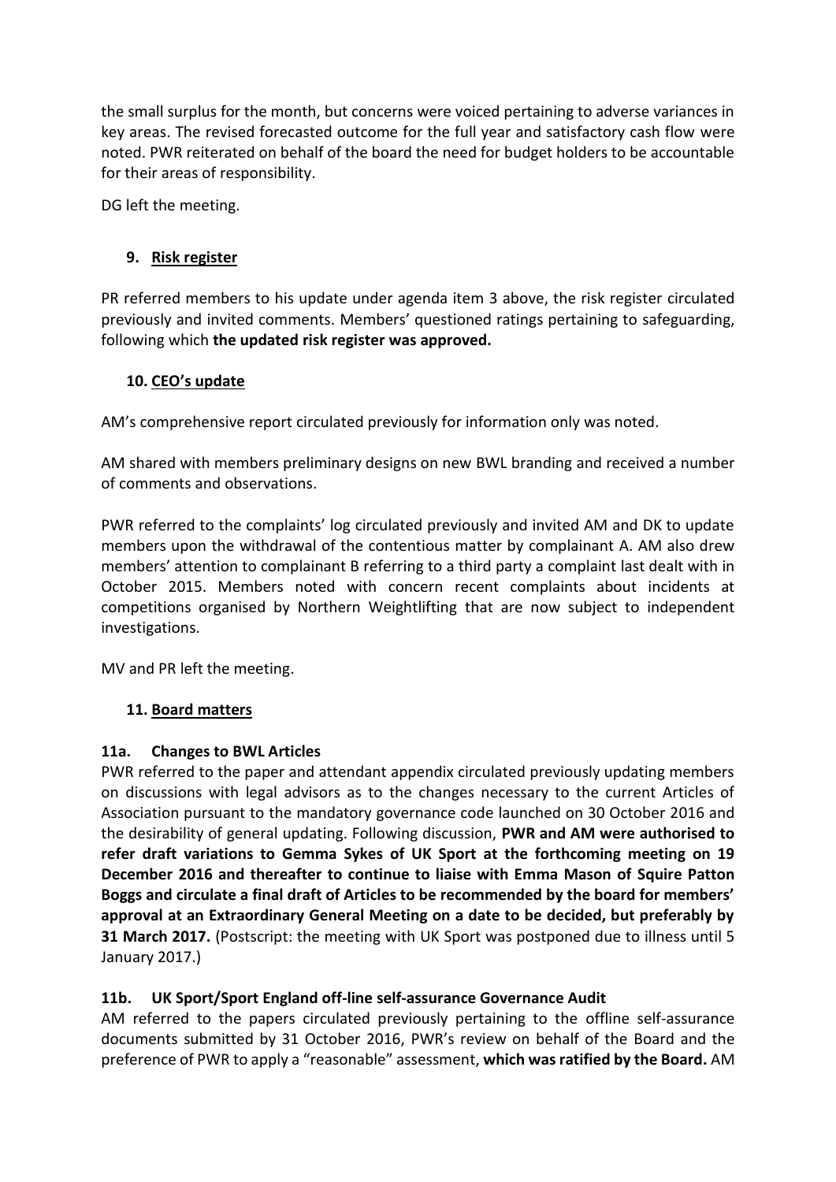the small surplus for the month, but concerns were voiced pertaining to adverse variances in key areas. The revised forecasted outcome for the full year and satisfactory cash flow were noted. PWR reiterated on behalf of the board the need for budget holders to be accountable for their areas of responsibility.

DG left the meeting.

### 9. Risk register

PR referred members to his update under agenda item 3 above, the risk register circulated previously and invited comments. Members' questioned ratings pertaining to safeguarding, following which **the updated risk register was approved.**

### 10. CEO's update

AM's comprehensive report circulated previously for information only was noted.

AM shared with members preliminary designs on new BWL branding and received a number of comments and observations.

PWR referred to the complaints' log circulated previously and invited AM and DK to update members upon the withdrawal of the contentious matter by complainant A. AM also drew members' attention to complainant B referring to a third party a complaint last dealt with in October 2015. Members noted with concern recent complaints about incidents at competitions organised by Northern Weightlifting that are now subject to independent investigations.

MV and PR left the meeting.

### 11. Board matters

**11a. Changes to BWL Articles**

PWR referred to the paper and attendant appendix circulated previously updating members on discussions with legal advisors as to the changes necessary to the current Articles of Association pursuant to the mandatory governance code launched on 30 October 2016 and the desirability of general updating. Following discussion, **PWR and AM were authorised to refer draft variations to Gemma Sykes of UK Sport at the forthcoming meeting on 19 December 2016 and thereafter to continue to liaise with Emma Mason of Squire Patton Boggs and circulate a final draft of Articles to be recommended by the board for members' approval at an Extraordinary General Meeting on a date to be decided, but preferably by 31 March 2017.** (Postscript: the meeting with UK Sport was postponed due to illness until 5 January 2017.)

**11b. UK Sport/Sport England off-line self-assurance Governance Audit**

AM referred to the papers circulated previously pertaining to the offline self-assurance documents submitted by 31 October 2016, PWR's review on behalf of the Board and the preference of PWR to apply a "reasonable" assessment, **which was ratified by the Board.** AM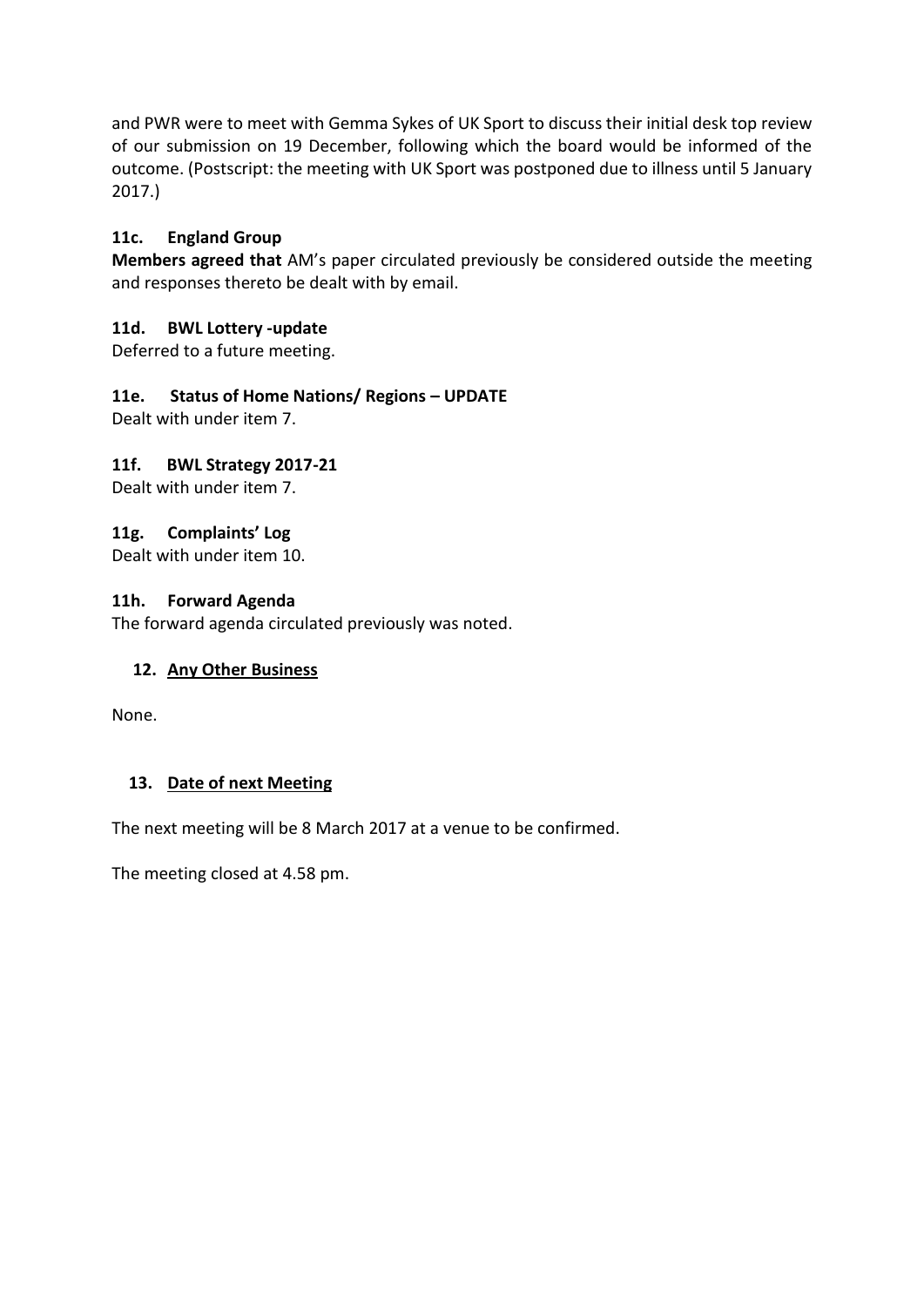and PWR were to meet with Gemma Sykes of UK Sport to discuss their initial desk top review of our submission on 19 December, following which the board would be informed of the outcome. (Postscript: the meeting with UK Sport was postponed due to illness until 5 January 2017.)

### 11c. England Group

**Members agreed that** AM's paper circulated previously be considered outside the meeting and responses thereto be dealt with by email.

### 11d. BWL Lottery -update

Deferred to a future meeting.

### 11e. Status of Home Nations/ Regions – UPDATE

Dealt with under item 7.

### 11f. BWL Strategy 2017-21

Dealt with under item 7.

### 11g. Complaints' Log

Dealt with under item 10.

### 11h. Forward Agenda

The forward agenda circulated previously was noted.

## 12. Any Other Business

None.

## 13. Date of next Meeting

The next meeting will be 8 March 2017 at a venue to be confirmed.

The meeting closed at 4.58 pm.